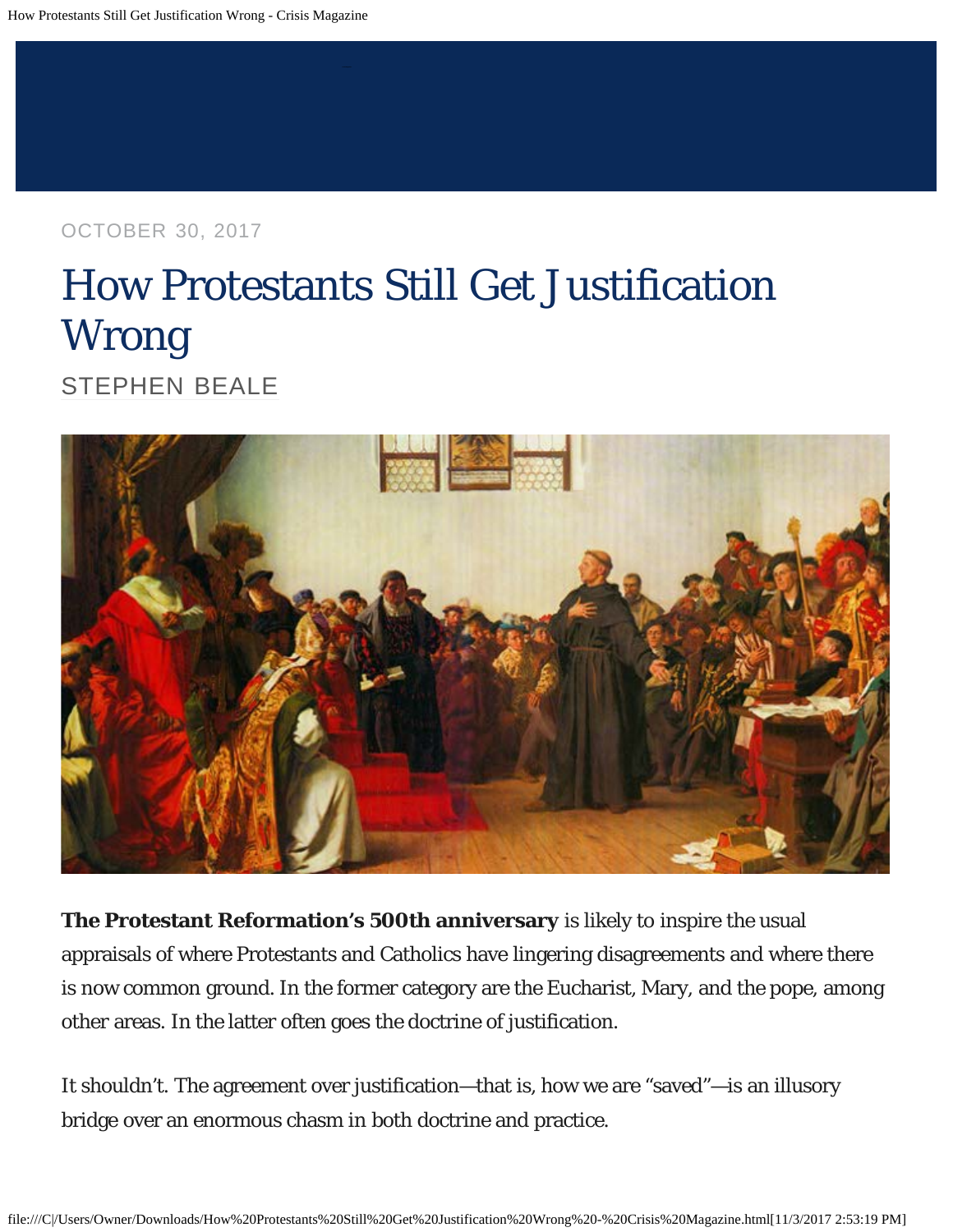OCTOBER 30, 2017

# How Protestants Still Get Justification Wrong

STEPHEN BEALE

**The Protestant Reformation's 500th anniversary** is likely to inspire the usual appraisals of where Protestants and Catholics have lingering disagreements and where there is now common ground. In the former category are the Eucharist, Mary, and the pope, among other areas. In the latter often goes the doctrine of justification.

It shouldn't. The agreement over justification—that is, how we are "saved"—is an illusory bridge over an enormous chasm in both doctrine and practice.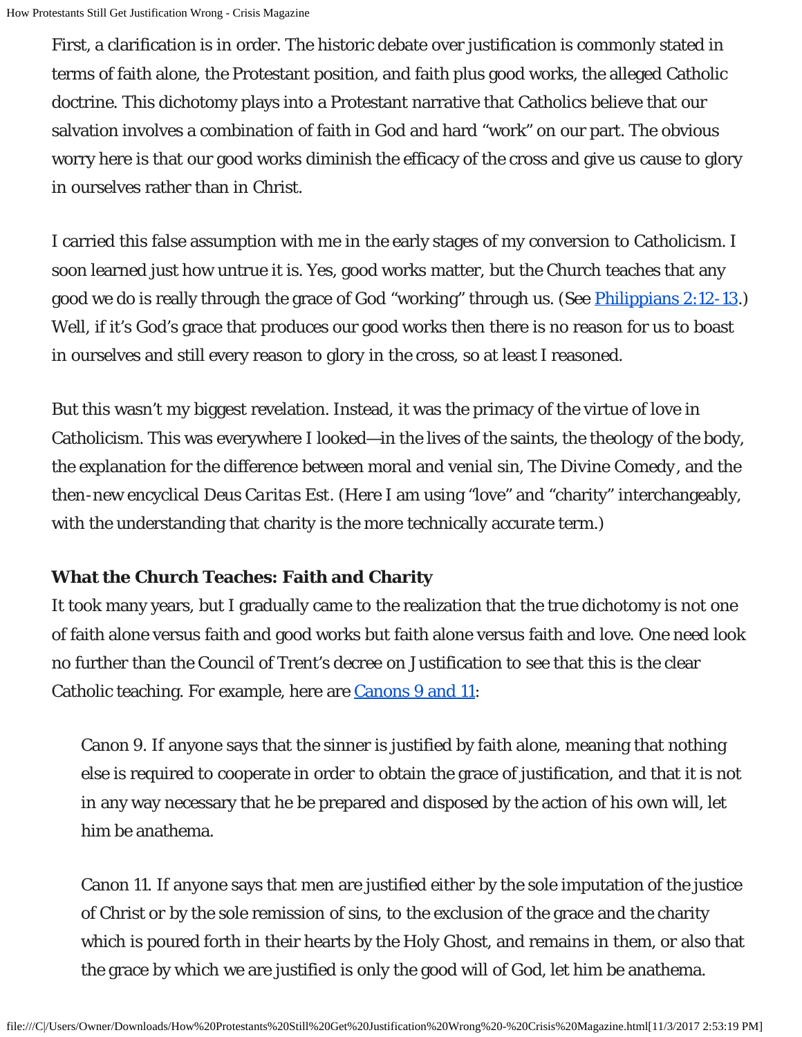First, a clarification is in order. The historic debate over justification is commonly stated in terms of faith alone, the Protestant position, and faith plus good works, the alleged Catholic doctrine. This dichotomy plays into a Protestant narrative that Catholics believe that our salvation involves a combination of faith in God and hard "work" on our part. The obvious worry here is that our good works diminish the efficacy of the cross and give us cause to glory in ourselves rather than in Christ.

I carried this false assumption with me in the early stages of my conversion to Catholicism. I soon learned just how untrue it is. Yes, good works matter, but the Church teaches that any good we do is really through the grace of God "working" through us. (See Philippians 2:12-13.) Well, if it's God's grace that produces our good works then there is no reason for us to boast in ourselves and still every reason to glory in the cross, so at least I reasoned.

But this wasn't my biggest revelation. Instead, it was the primacy of the virtue of love in Catholicism. This was everywhere I looked—in the lives of the saints, the theology of the body, the explanation for the difference between moral and venial sin, *The Divine Comedy*, and the then-new encyclical *Deus Caritas Est*. (Here I am using "love" and "charity" interchangeably, with the understanding that charity is the more technically accurate term.)

**What the Church Teaches: Faith and Charity**

It took many years, but I gradually came to the realization that the true dichotomy is not one of faith alone versus faith and good works but faith alone versus faith and love. One need look no further than the Council of Trent's decree on Justification to see that this is the clear Catholic teaching. For example, here are Canons 9 and 11:

> Canon 9. If anyone says that the sinner is justified by faith alone, meaning that nothing else is required to cooperate in order to obtain the grace of justification, and that it is not in any way necessary that he be prepared and disposed by the action of his own will, let him be anathema.
>
> Canon 11. If anyone says that men are justified either by the sole imputation of the justice of Christ or by the sole remission of sins, to the exclusion of the grace and the charity which is poured forth in their hearts by the Holy Ghost, and remains in them, or also that the grace by which we are justified is only the good will of God, let him be anathema.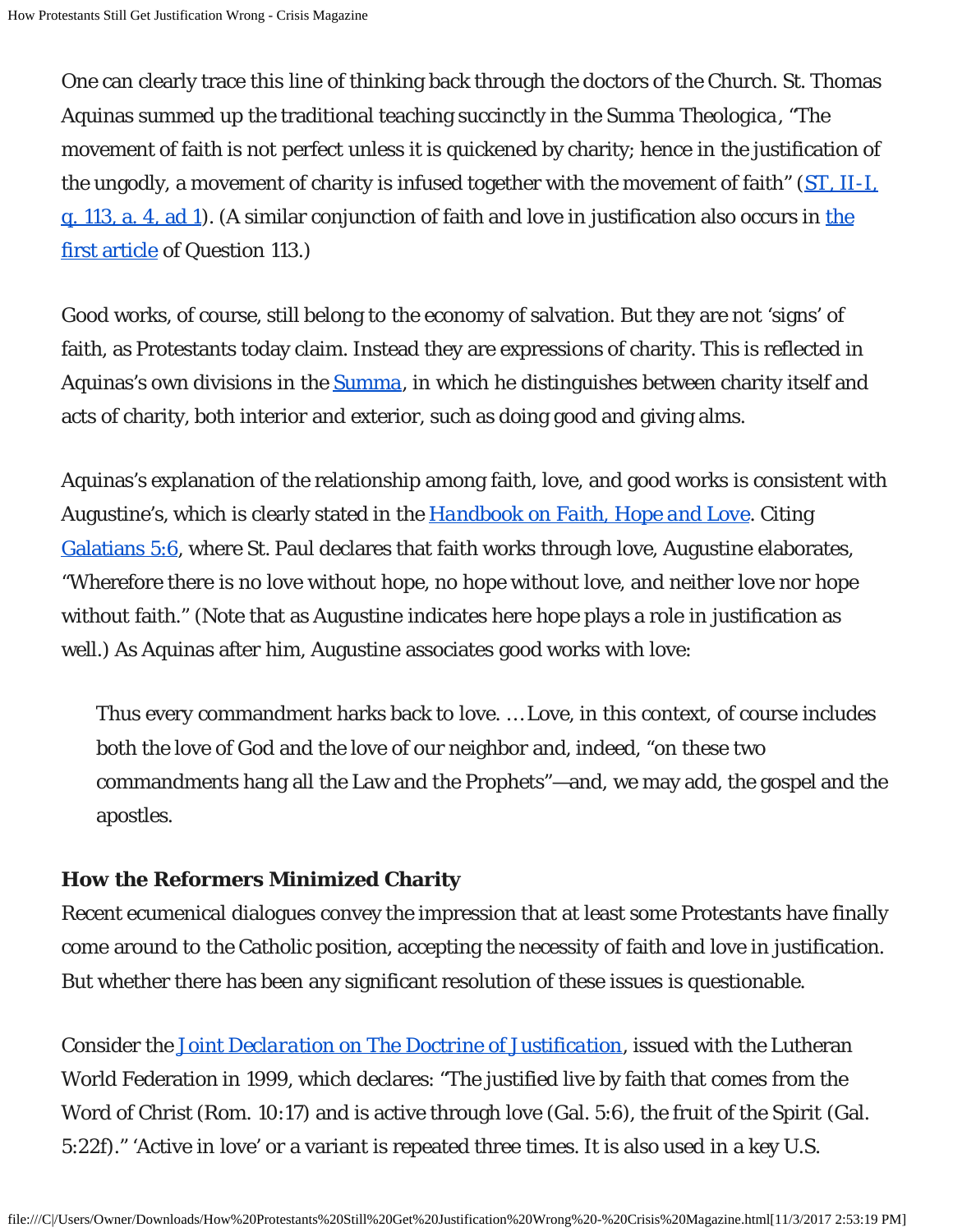One can clearly trace this line of thinking back through the doctors of the Church. St. Thomas Aquinas summed up the traditional teaching succinctly in the Summa Theologica, "The movement of faith is not perfect unless it is quickened by charity; hence in the justification of the ungodly, a movement of charity is infused together with the movement of faith" (ST, II-I, q. 113, a. 4, ad 1). (A similar conjunction of faith and love in justification also occurs in the first article of Question 113.)

Good works, of course, still belong to the economy of salvation. But they are not 'signs' of faith, as Protestants today claim. Instead they are expressions of charity. This is reflected in Aquinas's own divisions in the Summa, in which he distinguishes between charity itself and acts of charity, both interior and exterior, such as doing good and giving alms.

Aquinas's explanation of the relationship among faith, love, and good works is consistent with Augustine's, which is clearly stated in the *Handbook on Faith, Hope and Love*. Citing Galatians 5:6, where St. Paul declares that faith works through love, Augustine elaborates, "Wherefore there is no love without hope, no hope without love, and neither love nor hope without faith." (Note that as Augustine indicates here hope plays a role in justification as well.) As Aquinas after him, Augustine associates good works with love:

> Thus every commandment harks back to love. … Love, in this context, of course includes both the love of God and the love of our neighbor and, indeed, "on these two commandments hang all the Law and the Prophets"—and, we may add, the gospel and the apostles.

**How the Reformers Minimized Charity**

Recent ecumenical dialogues convey the impression that at least some Protestants have finally come around to the Catholic position, accepting the necessity of faith and love in justification. But whether there has been any significant resolution of these issues is questionable.

Consider the *Joint Declaration on The Doctrine of Justification*, issued with the Lutheran World Federation in 1999, which declares: "The justified live by faith that comes from the Word of Christ (Rom. 10:17) and is active through love (Gal. 5:6), the fruit of the Spirit (Gal. 5:22f)." 'Active in love' or a variant is repeated three times. It is also used in a key U.S.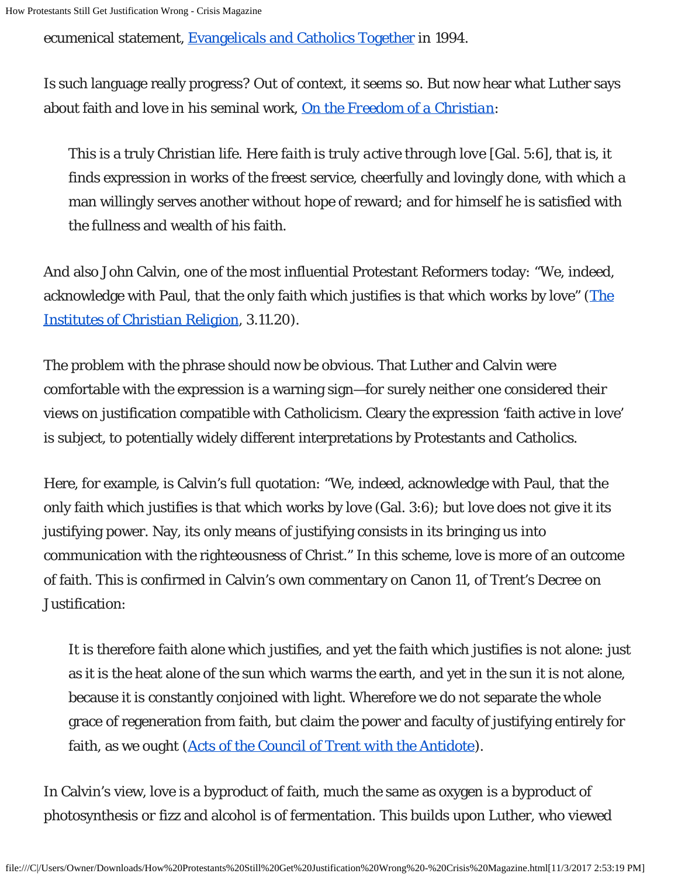ecumenical statement, [Evangelicals and Catholics Together](#) in 1994.

Is such language really progress? Out of context, it seems so. But now hear what Luther says about faith and love in his seminal work, [*On the Freedom of a Christian*](#):

> This is a truly Christian life. Here *faith is truly active through love* [Gal. 5:6], that is, it finds expression in works of the freest service, cheerfully and lovingly done, with which a man willingly serves another without hope of reward; and for himself he is satisfied with the fullness and wealth of his faith.

And also John Calvin, one of the most influential Protestant Reformers today: "We, indeed, acknowledge with Paul, that the only faith which justifies is that which works by love" ([*The Institutes of Christian Religion*](#), 3.11.20).

The problem with the phrase should now be obvious. That Luther and Calvin were comfortable with the expression is a warning sign—for surely neither one considered their views on justification compatible with Catholicism. Cleary the expression 'faith active in love' is subject, to potentially widely different interpretations by Protestants and Catholics.

Here, for example, is Calvin's full quotation: "We, indeed, acknowledge with Paul, that the only faith which justifies is that which works by love (Gal. 3:6); but love does not give it its justifying power. Nay, its only means of justifying consists in its bringing us into communication with the righteousness of Christ." In this scheme, love is more of an outcome of faith. This is confirmed in Calvin's own commentary on Canon 11, of Trent's Decree on Justification:

> It is therefore faith alone which justifies, and yet the faith which justifies is not alone: just as it is the heat alone of the sun which warms the earth, and yet in the sun it is not alone, because it is constantly conjoined with light. Wherefore we do not separate the whole grace of regeneration from faith, but claim the power and faculty of justifying entirely for faith, as we ought ([Acts of the Council of Trent with the Antidote](#)).

In Calvin's view, love is a byproduct of faith, much the same as oxygen is a byproduct of photosynthesis or fizz and alcohol is of fermentation. This builds upon Luther, who viewed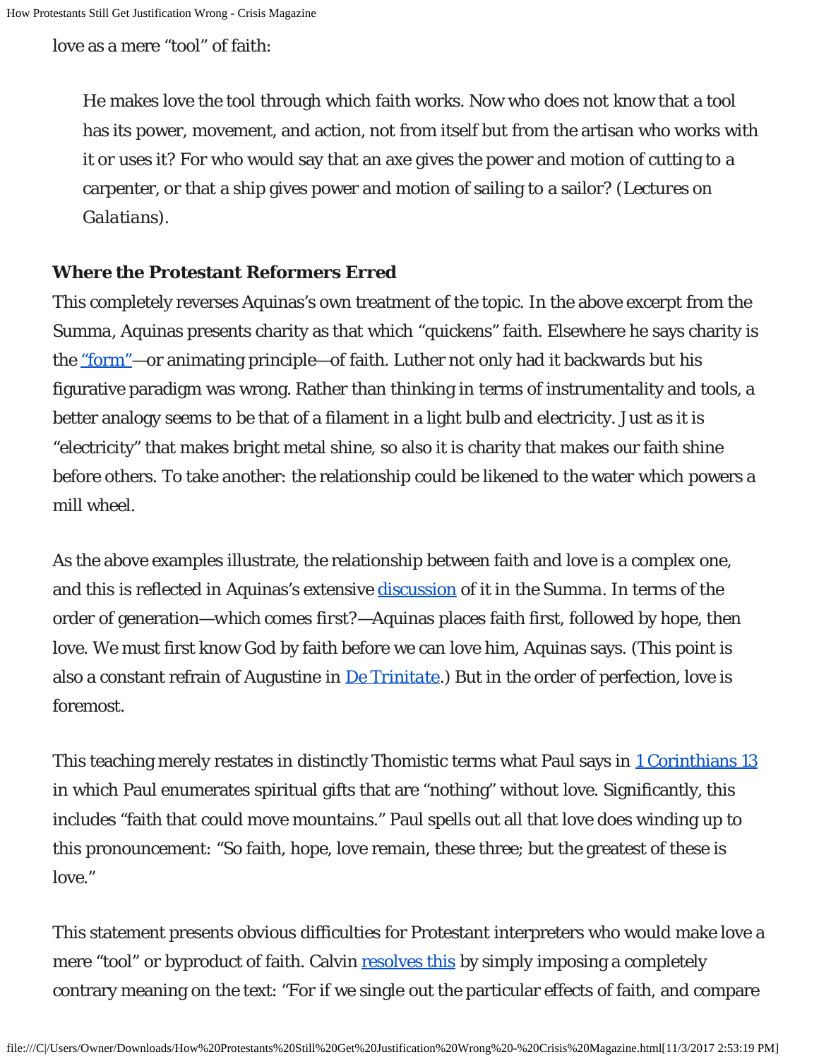love as a mere "tool" of faith:

> He makes love the tool through which faith works. Now who does not know that a tool has its power, movement, and action, not from itself but from the artisan who works with it or uses it? For who would say that an axe gives the power and motion of cutting to a carpenter, or that a ship gives power and motion of sailing to a sailor? (*Lectures on Galatians*).

**Where the Protestant Reformers Erred**

This completely reverses Aquinas's own treatment of the topic. In the above excerpt from the Summa, Aquinas presents charity as that which "quickens" faith. Elsewhere he says charity is the "form"—or animating principle—of faith. Luther not only had it backwards but his figurative paradigm was wrong. Rather than thinking in terms of instrumentality and tools, a better analogy seems to be that of a filament in a light bulb and electricity. Just as it is "electricity" that makes bright metal shine, so also it is charity that makes our faith shine before others. To take another: the relationship could be likened to the water which powers a mill wheel.

As the above examples illustrate, the relationship between faith and love is a complex one, and this is reflected in Aquinas's extensive discussion of it in the Summa. In terms of the order of generation—which comes first?—Aquinas places faith first, followed by hope, then love. We must first know God by faith before we can love him, Aquinas says. (This point is also a constant refrain of Augustine in *De Trinitate*.) But in the order of perfection, love is foremost.

This teaching merely restates in distinctly Thomistic terms what Paul says in 1 Corinthians 13 in which Paul enumerates spiritual gifts that are "nothing" without love. Significantly, this includes "faith that could move mountains." Paul spells out all that love does winding up to this pronouncement: "So faith, hope, love remain, these three; but the greatest of these is love."

This statement presents obvious difficulties for Protestant interpreters who would make love a mere "tool" or byproduct of faith. Calvin resolves this by simply imposing a completely contrary meaning on the text: "For if we single out the particular effects of faith, and compare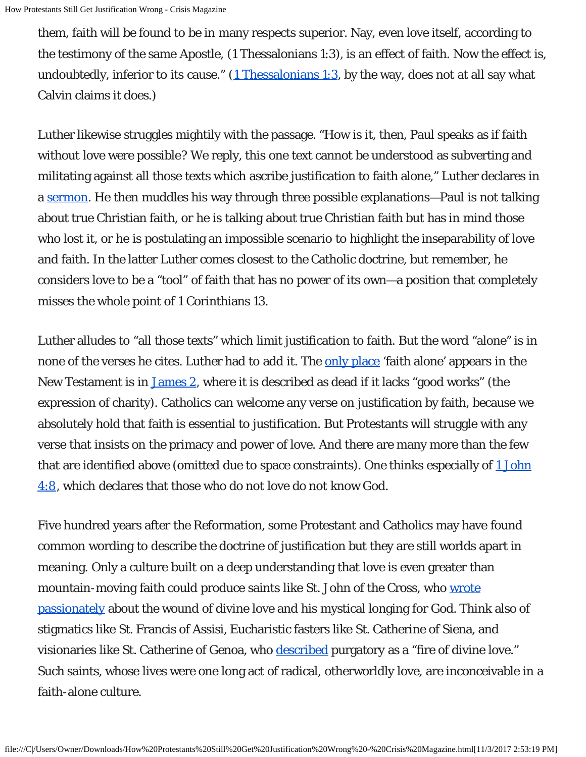them, faith will be found to be in many respects superior. Nay, even love itself, according to the testimony of the same Apostle, (1 Thessalonians 1:3), is an effect of faith. Now the effect is, undoubtedly, inferior to its cause." (1 Thessalonians 1:3, by the way, does not at all say what Calvin claims it does.)

Luther likewise struggles mightily with the passage. "How is it, then, Paul speaks as if faith without love were possible? We reply, this one text cannot be understood as subverting and militating against all those texts which ascribe justification to faith alone," Luther declares in a sermon. He then muddles his way through three possible explanations—Paul is not talking about true Christian faith, or he is talking about true Christian faith but has in mind those who lost it, or he is postulating an impossible scenario to highlight the inseparability of love and faith. In the latter Luther comes closest to the Catholic doctrine, but remember, he considers love to be a "tool" of faith that has no power of its own—a position that completely misses the whole point of 1 Corinthians 13.

Luther alludes to "all those texts" which limit justification to faith. But the word "alone" is in none of the verses he cites. Luther had to add it. The only place 'faith alone' appears in the New Testament is in James 2, where it is described as dead if it lacks "good works" (the expression of charity). Catholics can welcome any verse on justification by faith, because we absolutely hold that faith is essential to justification. But Protestants will struggle with any verse that insists on the primacy and power of love. And there are many more than the few that are identified above (omitted due to space constraints). One thinks especially of 1 John 4:8, which declares that those who do not love do not know God.

Five hundred years after the Reformation, some Protestant and Catholics may have found common wording to describe the doctrine of justification but they are still worlds apart in meaning. Only a culture built on a deep understanding that love is even greater than mountain-moving faith could produce saints like St. John of the Cross, who wrote passionately about the wound of divine love and his mystical longing for God. Think also of stigmatics like St. Francis of Assisi, Eucharistic fasters like St. Catherine of Siena, and visionaries like St. Catherine of Genoa, who described purgatory as a "fire of divine love." Such saints, whose lives were one long act of radical, otherworldly love, are inconceivable in a faith-alone culture.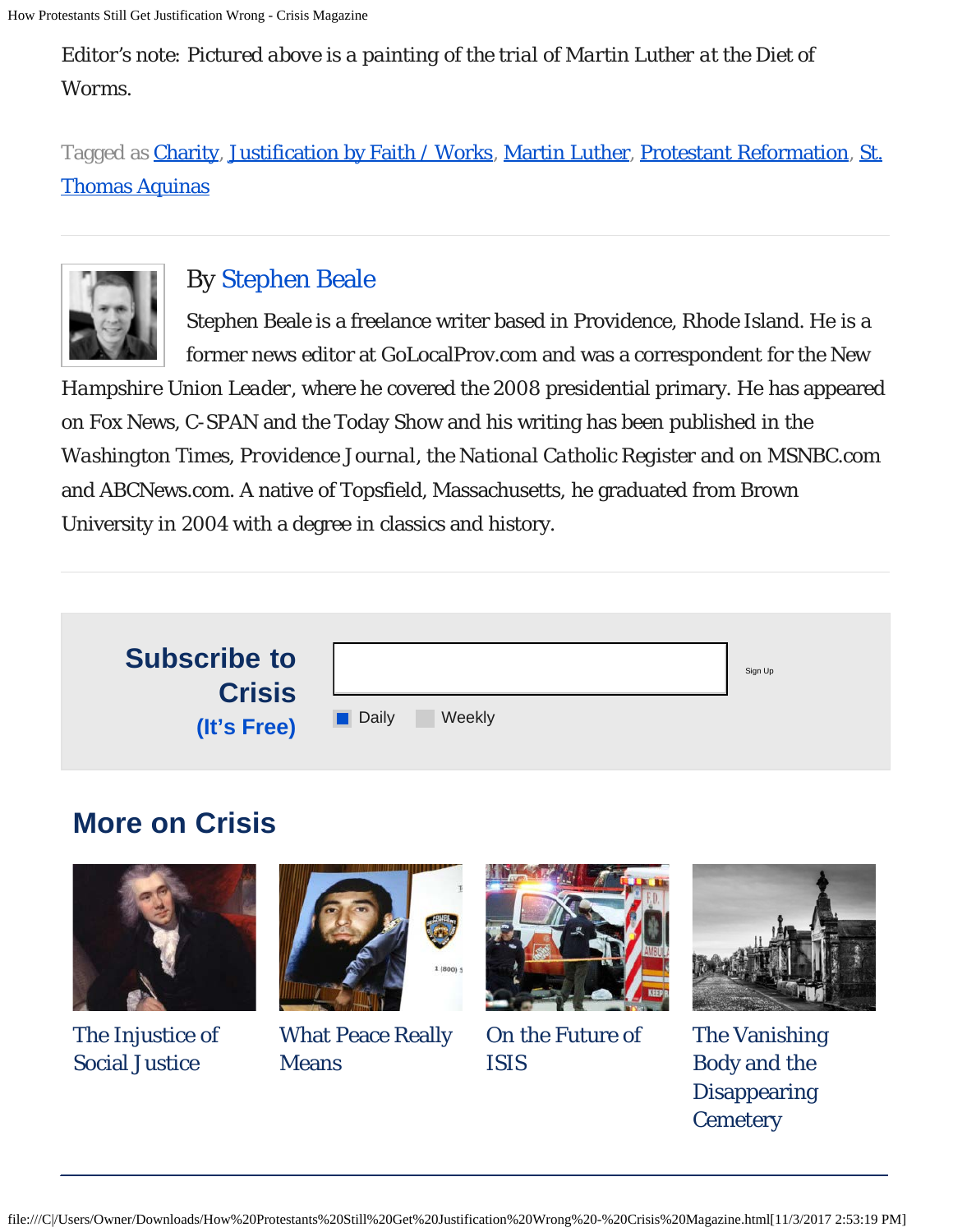*Editor's note: Pictured above is a painting of the trial of Martin Luther at the Diet of Worms.*

Tagged as Charity, Justification by Faith / Works, Martin Luther, Protestant Reformation, St. Thomas Aquinas

By Stephen Beale

Stephen Beale is a freelance writer based in Providence, Rhode Island. He is a former news editor at GoLocalProv.com and was a correspondent for the New *Hampshire Union Leader*, where he covered the 2008 presidential primary. He has appeared on Fox News, C-SPAN and the Today Show and his writing has been published in the *Washington Times*, *Providence Journal*, the *National Catholic Register* and on MSNBC.com and ABCNews.com. A native of Topsfield, Massachusetts, he graduated from Brown University in 2004 with a degree in classics and history.

**Subscribe to Crisis (It's Free)**

Sign Up

Daily Weekly

## More on Crisis

The Injustice of Social Justice

What Peace Really Means

On the Future of ISIS

The Vanishing Body and the Disappearing Cemetery